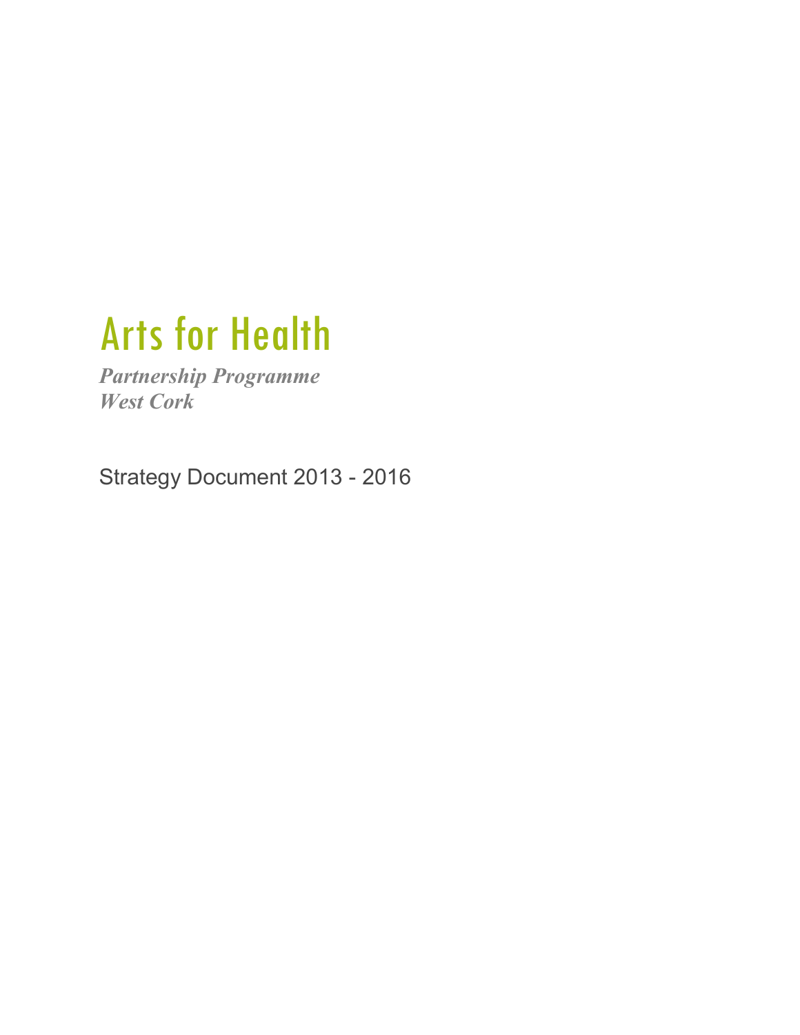# Arts for Health

***Partnership Programme***
***West Cork***

Strategy Document 2013 - 2016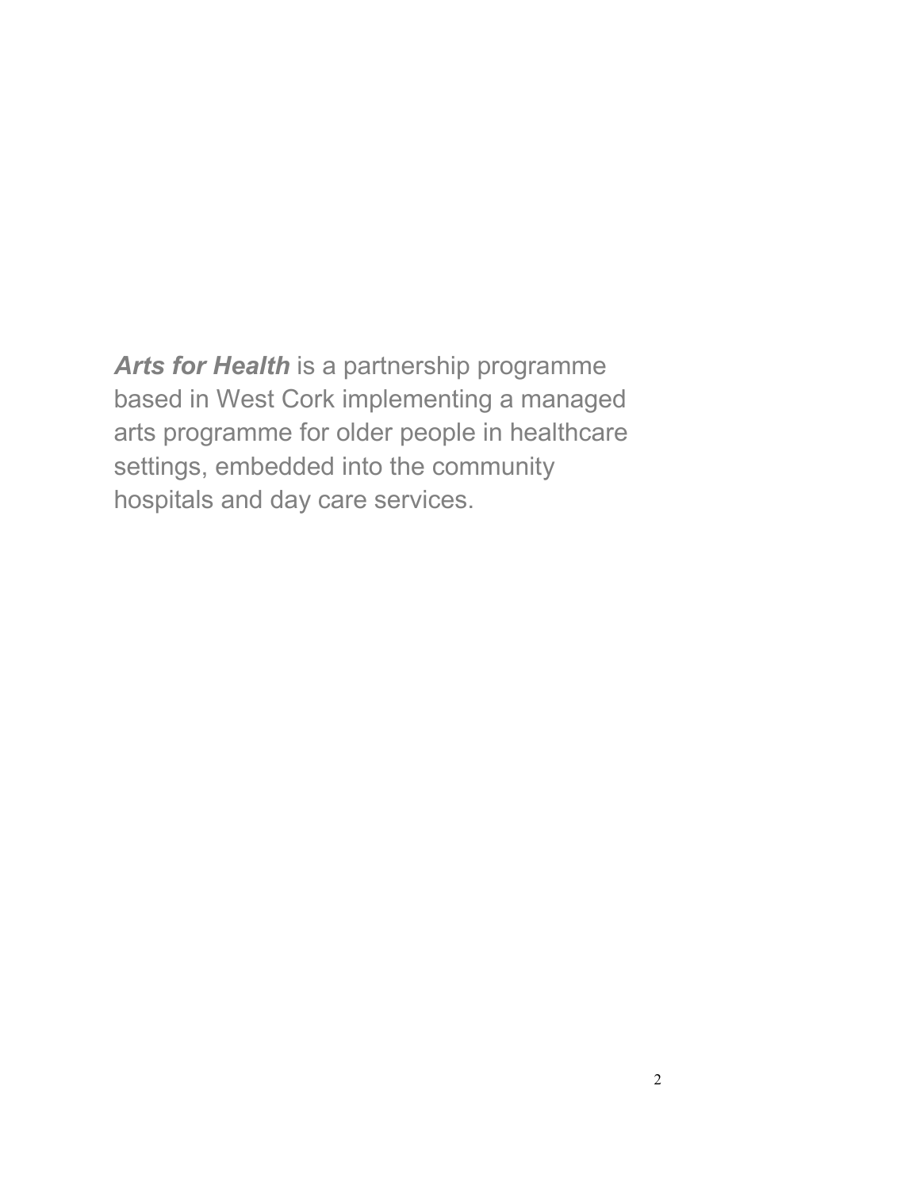***Arts for Health*** is a partnership programme based in West Cork implementing a managed arts programme for older people in healthcare settings, embedded into the community hospitals and day care services.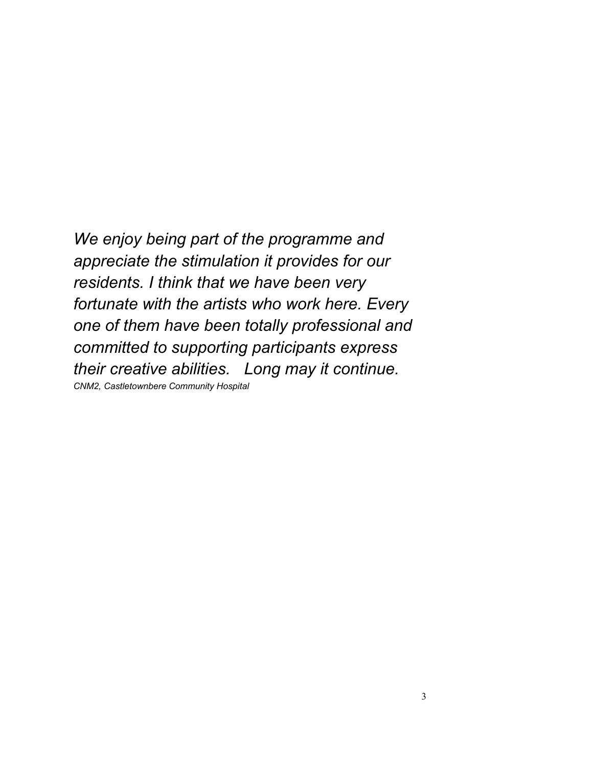*We enjoy being part of the programme and appreciate the stimulation it provides for our residents. I think that we have been very fortunate with the artists who work here. Every one of them have been totally professional and committed to supporting participants express their creative abilities. Long may it continue.*

*CNM2, Castletownbere Community Hospital*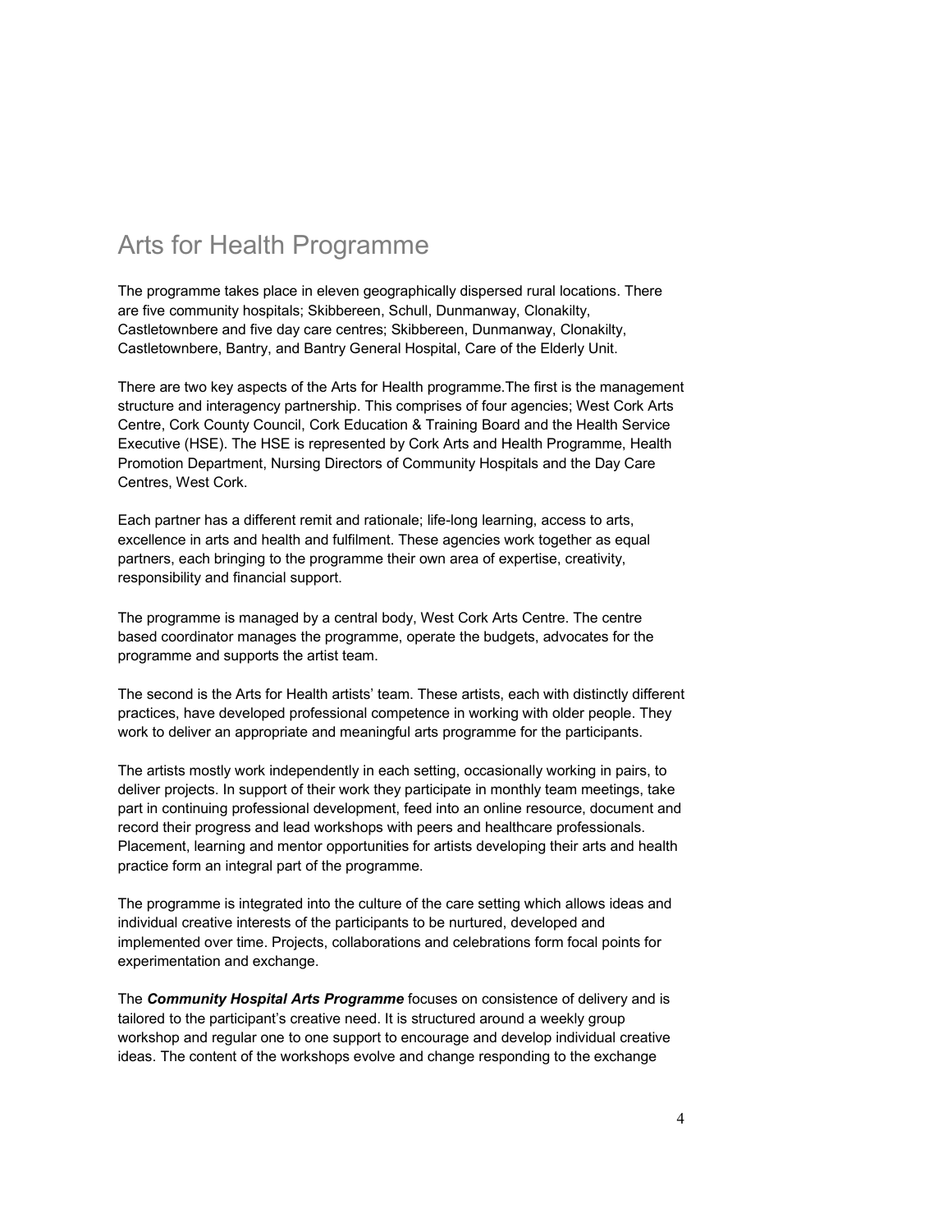# Arts for Health Programme

The programme takes place in eleven geographically dispersed rural locations. There are five community hospitals; Skibbereen, Schull, Dunmanway, Clonakilty, Castletownbere and five day care centres; Skibbereen, Dunmanway, Clonakilty, Castletownbere, Bantry, and Bantry General Hospital, Care of the Elderly Unit.

There are two key aspects of the Arts for Health programme.The first is the management structure and interagency partnership. This comprises of four agencies; West Cork Arts Centre, Cork County Council, Cork Education & Training Board and the Health Service Executive (HSE). The HSE is represented by Cork Arts and Health Programme, Health Promotion Department, Nursing Directors of Community Hospitals and the Day Care Centres, West Cork.

Each partner has a different remit and rationale; life-long learning, access to arts, excellence in arts and health and fulfilment. These agencies work together as equal partners, each bringing to the programme their own area of expertise, creativity, responsibility and financial support.

The programme is managed by a central body, West Cork Arts Centre. The centre based coordinator manages the programme, operate the budgets, advocates for the programme and supports the artist team.

The second is the Arts for Health artists' team. These artists, each with distinctly different practices, have developed professional competence in working with older people. They work to deliver an appropriate and meaningful arts programme for the participants.

The artists mostly work independently in each setting, occasionally working in pairs, to deliver projects. In support of their work they participate in monthly team meetings, take part in continuing professional development, feed into an online resource, document and record their progress and lead workshops with peers and healthcare professionals. Placement, learning and mentor opportunities for artists developing their arts and health practice form an integral part of the programme.

The programme is integrated into the culture of the care setting which allows ideas and individual creative interests of the participants to be nurtured, developed and implemented over time. Projects, collaborations and celebrations form focal points for experimentation and exchange.

The ***Community Hospital Arts Programme*** focuses on consistence of delivery and is tailored to the participant's creative need. It is structured around a weekly group workshop and regular one to one support to encourage and develop individual creative ideas. The content of the workshops evolve and change responding to the exchange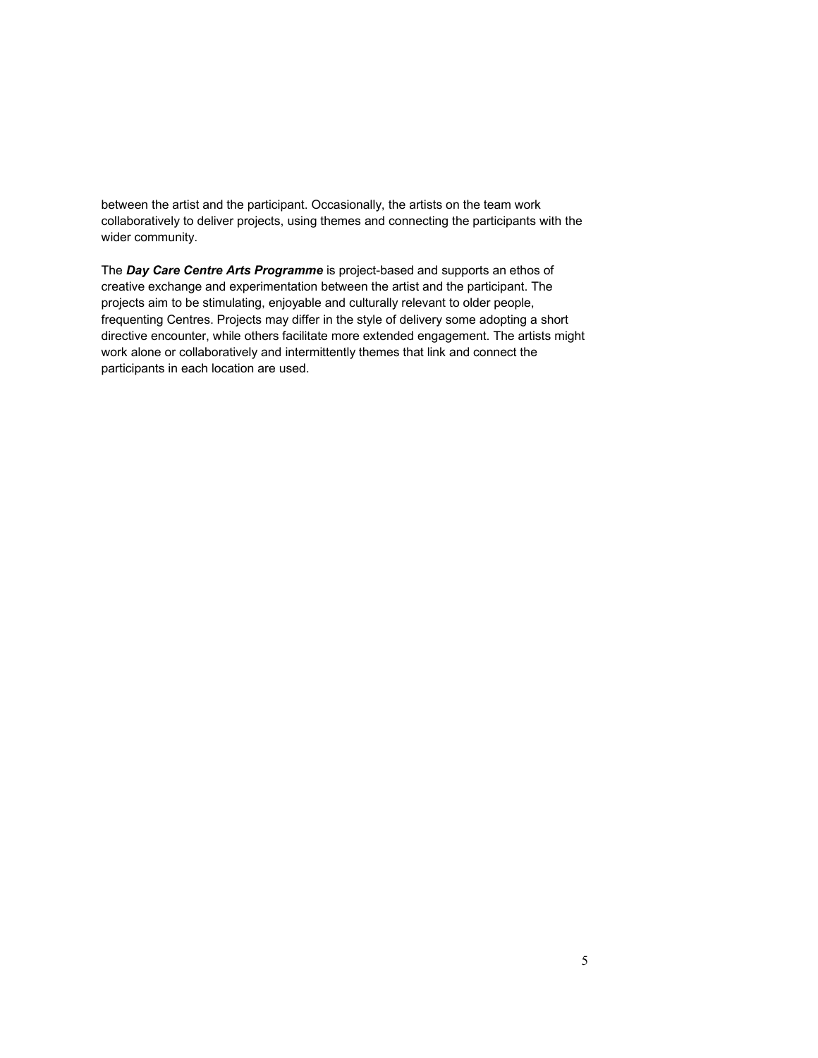between the artist and the participant. Occasionally, the artists on the team work collaboratively to deliver projects, using themes and connecting the participants with the wider community.

The ***Day Care Centre Arts Programme*** is project-based and supports an ethos of creative exchange and experimentation between the artist and the participant. The projects aim to be stimulating, enjoyable and culturally relevant to older people, frequenting Centres. Projects may differ in the style of delivery some adopting a short directive encounter, while others facilitate more extended engagement. The artists might work alone or collaboratively and intermittently themes that link and connect the participants in each location are used.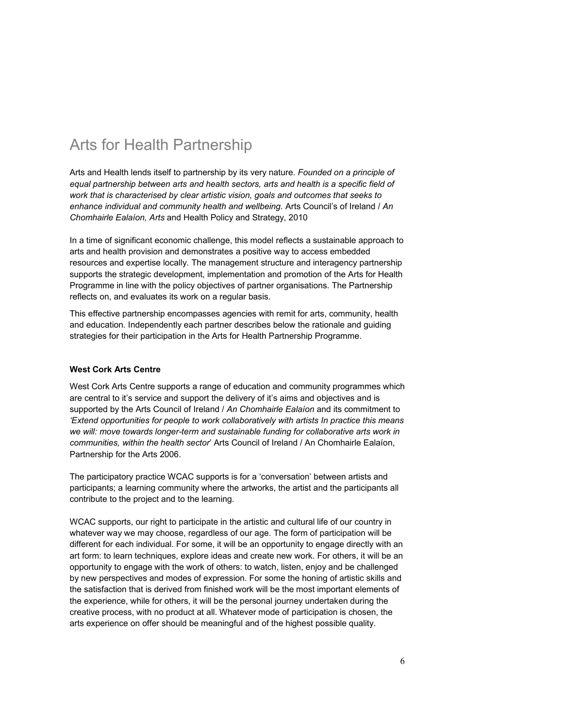# Arts for Health Partnership

Arts and Health lends itself to partnership by its very nature. *Founded on a principle of equal partnership between arts and health sectors, arts and health is a specific field of work that is characterised by clear artistic vision, goals and outcomes that seeks to enhance individual and community health and wellbeing.* Arts Council's of Ireland / *An Chomhairle Ealaíon, Arts* and Health Policy and Strategy, 2010

In a time of significant economic challenge, this model reflects a sustainable approach to arts and health provision and demonstrates a positive way to access embedded resources and expertise locally. The management structure and interagency partnership supports the strategic development, implementation and promotion of the Arts for Health Programme in line with the policy objectives of partner organisations. The Partnership reflects on, and evaluates its work on a regular basis.

This effective partnership encompasses agencies with remit for arts, community, health and education. Independently each partner describes below the rationale and guiding strategies for their participation in the Arts for Health Partnership Programme.

**West Cork Arts Centre**

West Cork Arts Centre supports a range of education and community programmes which are central to it's service and support the delivery of it's aims and objectives and is supported by the Arts Council of Ireland / *An Chomhairle Ealaíon* and its commitment to *'Extend opportunities for people to work collaboratively with artists In practice this means we will: move towards longer-term and sustainable funding for collaborative arts work in communities, within the health sector*' Arts Council of Ireland / An Chomhairle Ealaíon, Partnership for the Arts 2006.

The participatory practice WCAC supports is for a 'conversation' between artists and participants; a learning community where the artworks, the artist and the participants all contribute to the project and to the learning.

WCAC supports, our right to participate in the artistic and cultural life of our country in whatever way we may choose, regardless of our age. The form of participation will be different for each individual. For some, it will be an opportunity to engage directly with an art form: to learn techniques, explore ideas and create new work. For others, it will be an opportunity to engage with the work of others: to watch, listen, enjoy and be challenged by new perspectives and modes of expression. For some the honing of artistic skills and the satisfaction that is derived from finished work will be the most important elements of the experience, while for others, it will be the personal journey undertaken during the creative process, with no product at all. Whatever mode of participation is chosen, the arts experience on offer should be meaningful and of the highest possible quality.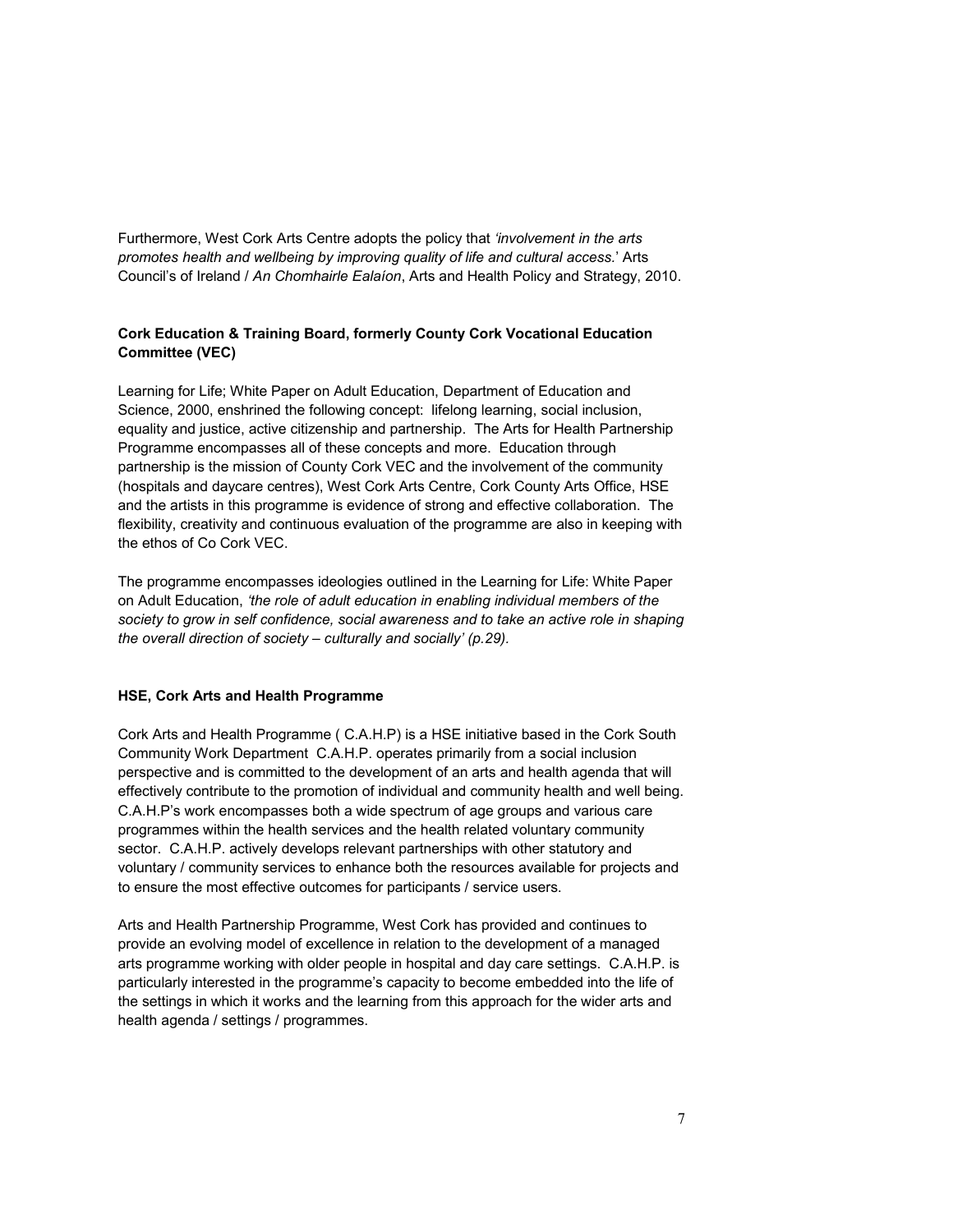Furthermore, West Cork Arts Centre adopts the policy that *'involvement in the arts promotes health and wellbeing by improving quality of life and cultural access.'* Arts Council's of Ireland / *An Chomhairle Ealaíon*, Arts and Health Policy and Strategy, 2010.

**Cork Education & Training Board, formerly County Cork Vocational Education Committee (VEC)**

Learning for Life; White Paper on Adult Education, Department of Education and Science, 2000, enshrined the following concept: lifelong learning, social inclusion, equality and justice, active citizenship and partnership. The Arts for Health Partnership Programme encompasses all of these concepts and more. Education through partnership is the mission of County Cork VEC and the involvement of the community (hospitals and daycare centres), West Cork Arts Centre, Cork County Arts Office, HSE and the artists in this programme is evidence of strong and effective collaboration. The flexibility, creativity and continuous evaluation of the programme are also in keeping with the ethos of Co Cork VEC.

The programme encompasses ideologies outlined in the Learning for Life: White Paper on Adult Education, *'the role of adult education in enabling individual members of the society to grow in self confidence, social awareness and to take an active role in shaping the overall direction of society – culturally and socially' (p.29).*

**HSE, Cork Arts and Health Programme**

Cork Arts and Health Programme ( C.A.H.P) is a HSE initiative based in the Cork South Community Work Department C.A.H.P. operates primarily from a social inclusion perspective and is committed to the development of an arts and health agenda that will effectively contribute to the promotion of individual and community health and well being. C.A.H.P's work encompasses both a wide spectrum of age groups and various care programmes within the health services and the health related voluntary community sector. C.A.H.P. actively develops relevant partnerships with other statutory and voluntary / community services to enhance both the resources available for projects and to ensure the most effective outcomes for participants / service users.

Arts and Health Partnership Programme, West Cork has provided and continues to provide an evolving model of excellence in relation to the development of a managed arts programme working with older people in hospital and day care settings. C.A.H.P. is particularly interested in the programme's capacity to become embedded into the life of the settings in which it works and the learning from this approach for the wider arts and health agenda / settings / programmes.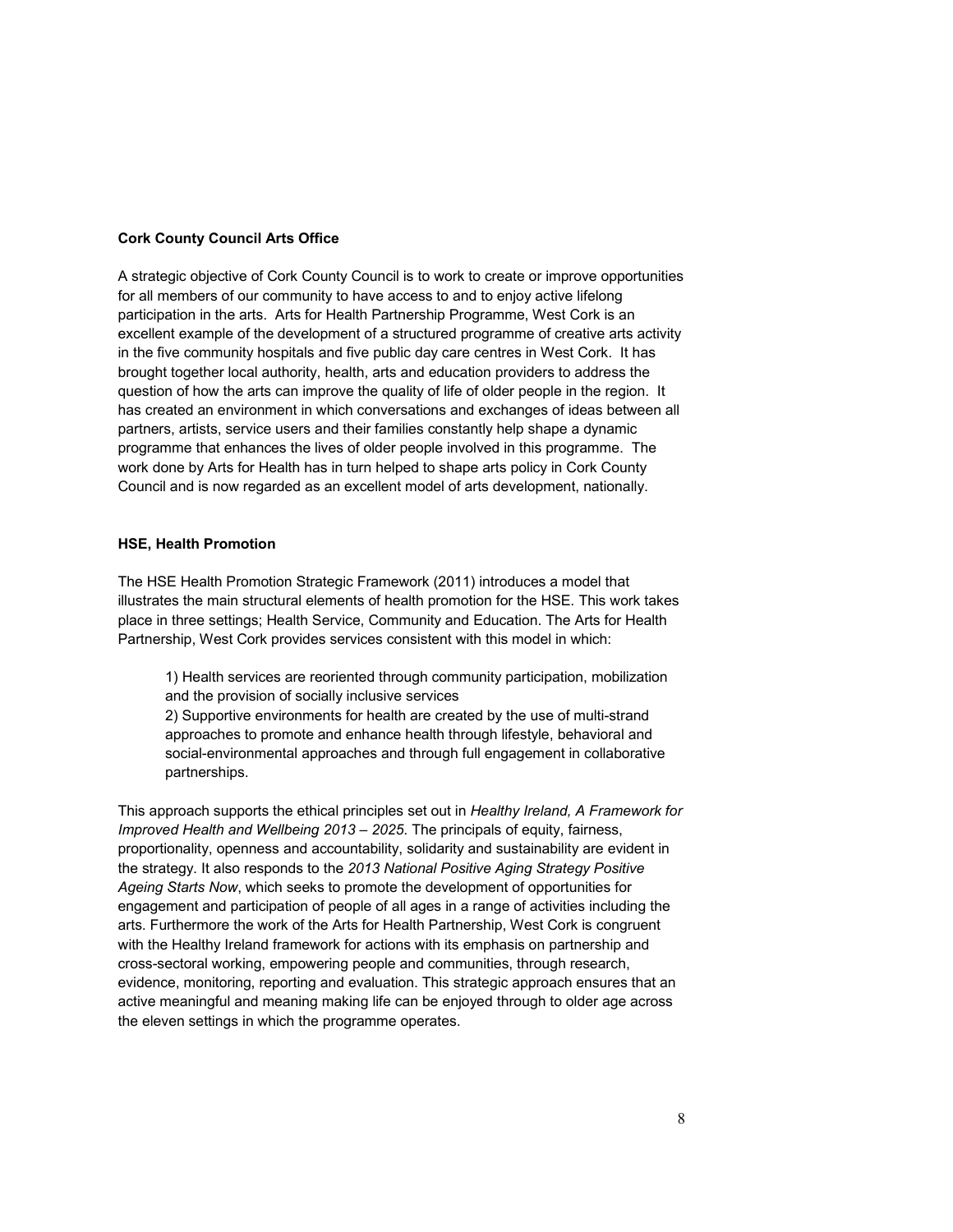**Cork County Council Arts Office**

A strategic objective of Cork County Council is to work to create or improve opportunities for all members of our community to have access to and to enjoy active lifelong participation in the arts. Arts for Health Partnership Programme, West Cork is an excellent example of the development of a structured programme of creative arts activity in the five community hospitals and five public day care centres in West Cork. It has brought together local authority, health, arts and education providers to address the question of how the arts can improve the quality of life of older people in the region. It has created an environment in which conversations and exchanges of ideas between all partners, artists, service users and their families constantly help shape a dynamic programme that enhances the lives of older people involved in this programme. The work done by Arts for Health has in turn helped to shape arts policy in Cork County Council and is now regarded as an excellent model of arts development, nationally.

**HSE, Health Promotion**

The HSE Health Promotion Strategic Framework (2011) introduces a model that illustrates the main structural elements of health promotion for the HSE. This work takes place in three settings; Health Service, Community and Education. The Arts for Health Partnership, West Cork provides services consistent with this model in which:

1) Health services are reoriented through community participation, mobilization and the provision of socially inclusive services
2) Supportive environments for health are created by the use of multi-strand approaches to promote and enhance health through lifestyle, behavioral and social-environmental approaches and through full engagement in collaborative partnerships.

This approach supports the ethical principles set out in *Healthy Ireland, A Framework for Improved Health and Wellbeing 2013 – 2025*. The principals of equity, fairness, proportionality, openness and accountability, solidarity and sustainability are evident in the strategy. It also responds to the *2013 National Positive Aging Strategy Positive Ageing Starts Now*, which seeks to promote the development of opportunities for engagement and participation of people of all ages in a range of activities including the arts. Furthermore the work of the Arts for Health Partnership, West Cork is congruent with the Healthy Ireland framework for actions with its emphasis on partnership and cross-sectoral working, empowering people and communities, through research, evidence, monitoring, reporting and evaluation. This strategic approach ensures that an active meaningful and meaning making life can be enjoyed through to older age across the eleven settings in which the programme operates.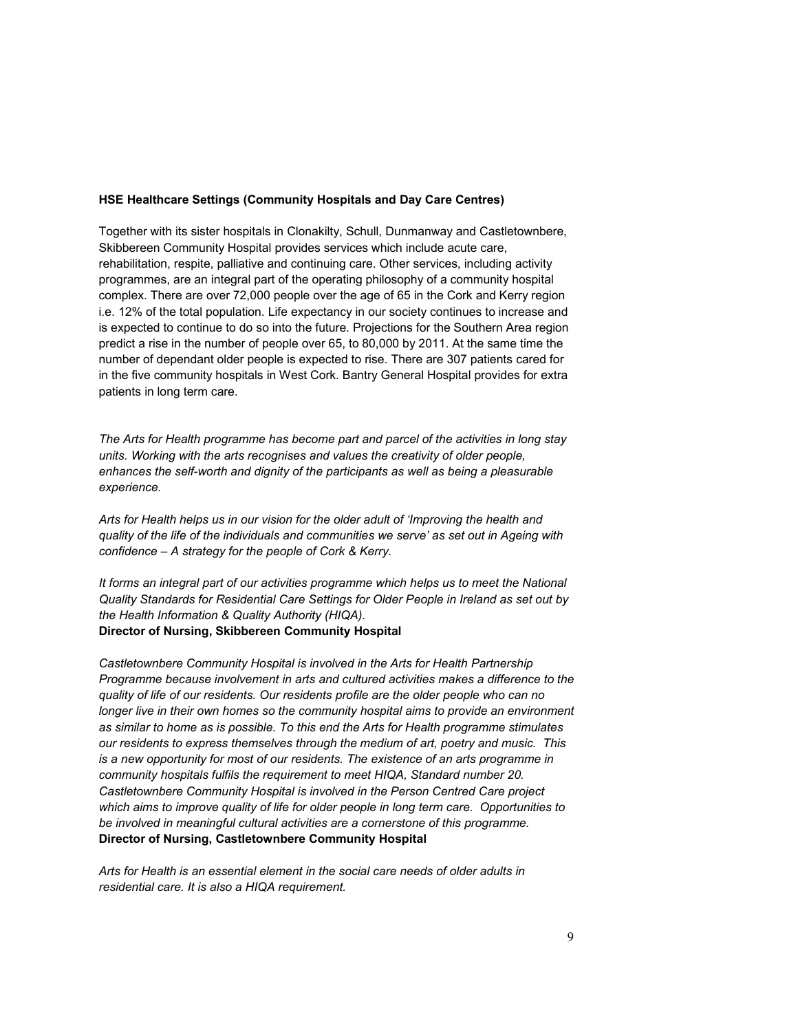**HSE Healthcare Settings (Community Hospitals and Day Care Centres)**

Together with its sister hospitals in Clonakilty, Schull, Dunmanway and Castletownbere, Skibbereen Community Hospital provides services which include acute care, rehabilitation, respite, palliative and continuing care. Other services, including activity programmes, are an integral part of the operating philosophy of a community hospital complex. There are over 72,000 people over the age of 65 in the Cork and Kerry region i.e. 12% of the total population. Life expectancy in our society continues to increase and is expected to continue to do so into the future. Projections for the Southern Area region predict a rise in the number of people over 65, to 80,000 by 2011. At the same time the number of dependant older people is expected to rise. There are 307 patients cared for in the five community hospitals in West Cork. Bantry General Hospital provides for extra patients in long term care.

*The Arts for Health programme has become part and parcel of the activities in long stay units. Working with the arts recognises and values the creativity of older people, enhances the self-worth and dignity of the participants as well as being a pleasurable experience.*

*Arts for Health helps us in our vision for the older adult of 'Improving the health and quality of the life of the individuals and communities we serve' as set out in Ageing with confidence – A strategy for the people of Cork & Kerry.*

*It forms an integral part of our activities programme which helps us to meet the National Quality Standards for Residential Care Settings for Older People in Ireland as set out by the Health Information & Quality Authority (HIQA).*
**Director of Nursing, Skibbereen Community Hospital**

*Castletownbere Community Hospital is involved in the Arts for Health Partnership Programme because involvement in arts and cultured activities makes a difference to the quality of life of our residents. Our residents profile are the older people who can no longer live in their own homes so the community hospital aims to provide an environment as similar to home as is possible. To this end the Arts for Health programme stimulates our residents to express themselves through the medium of art, poetry and music. This is a new opportunity for most of our residents. The existence of an arts programme in community hospitals fulfils the requirement to meet HIQA, Standard number 20. Castletownbere Community Hospital is involved in the Person Centred Care project which aims to improve quality of life for older people in long term care. Opportunities to be involved in meaningful cultural activities are a cornerstone of this programme.*
**Director of Nursing, Castletownbere Community Hospital**

*Arts for Health is an essential element in the social care needs of older adults in residential care. It is also a HIQA requirement.*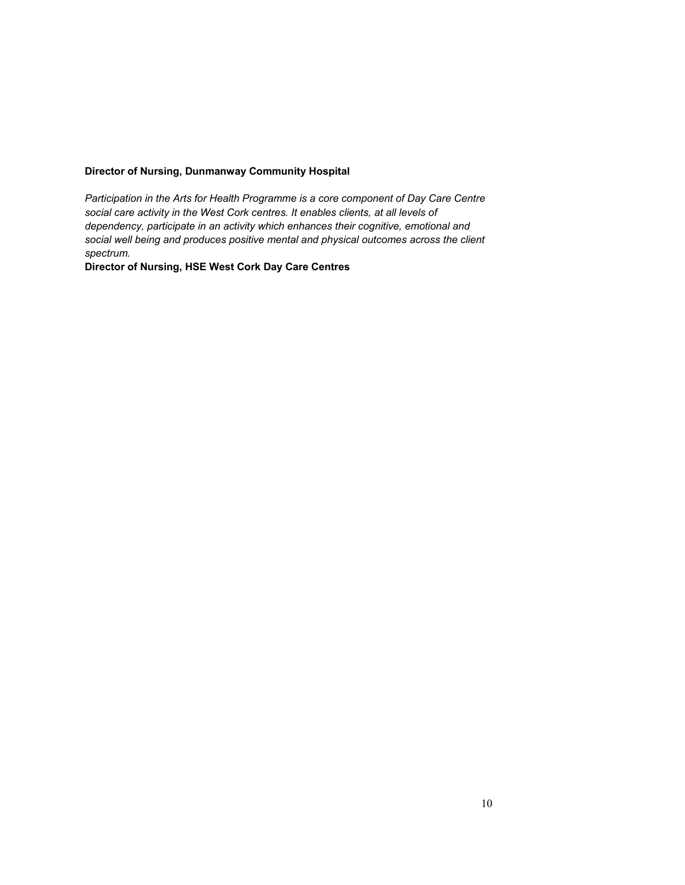**Director of Nursing, Dunmanway Community Hospital**

*Participation in the Arts for Health Programme is a core component of Day Care Centre social care activity in the West Cork centres. It enables clients, at all levels of dependency, participate in an activity which enhances their cognitive, emotional and social well being and produces positive mental and physical outcomes across the client spectrum.*

**Director of Nursing, HSE West Cork Day Care Centres**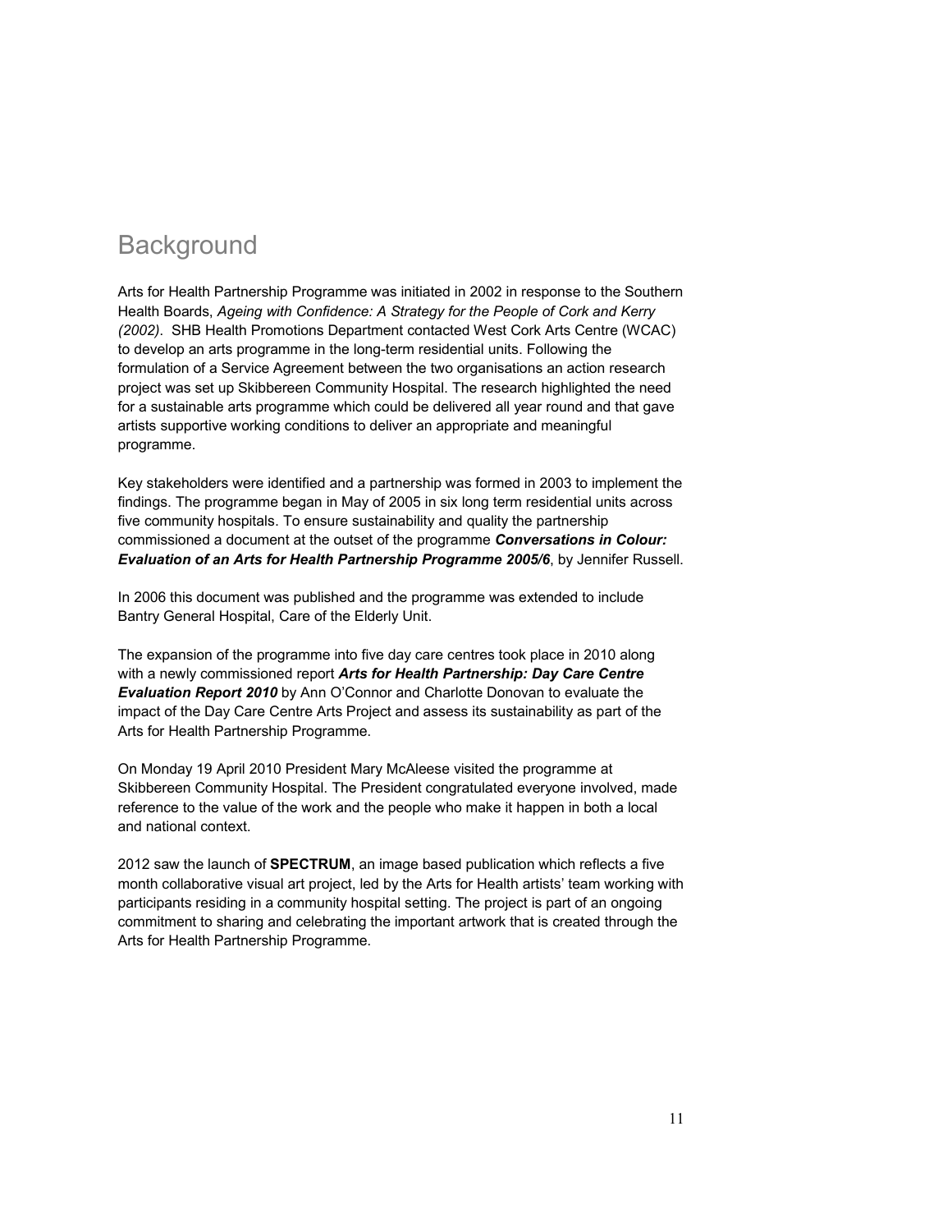# Background

Arts for Health Partnership Programme was initiated in 2002 in response to the Southern Health Boards, *Ageing with Confidence: A Strategy for the People of Cork and Kerry (2002)*. SHB Health Promotions Department contacted West Cork Arts Centre (WCAC) to develop an arts programme in the long-term residential units. Following the formulation of a Service Agreement between the two organisations an action research project was set up Skibbereen Community Hospital. The research highlighted the need for a sustainable arts programme which could be delivered all year round and that gave artists supportive working conditions to deliver an appropriate and meaningful programme.

Key stakeholders were identified and a partnership was formed in 2003 to implement the findings. The programme began in May of 2005 in six long term residential units across five community hospitals. To ensure sustainability and quality the partnership commissioned a document at the outset of the programme ***Conversations in Colour: Evaluation of an Arts for Health Partnership Programme 2005/6***, by Jennifer Russell.

In 2006 this document was published and the programme was extended to include Bantry General Hospital, Care of the Elderly Unit.

The expansion of the programme into five day care centres took place in 2010 along with a newly commissioned report ***Arts for Health Partnership: Day Care Centre Evaluation Report 2010*** by Ann O'Connor and Charlotte Donovan to evaluate the impact of the Day Care Centre Arts Project and assess its sustainability as part of the Arts for Health Partnership Programme.

On Monday 19 April 2010 President Mary McAleese visited the programme at Skibbereen Community Hospital. The President congratulated everyone involved, made reference to the value of the work and the people who make it happen in both a local and national context.

2012 saw the launch of **SPECTRUM**, an image based publication which reflects a five month collaborative visual art project, led by the Arts for Health artists' team working with participants residing in a community hospital setting. The project is part of an ongoing commitment to sharing and celebrating the important artwork that is created through the Arts for Health Partnership Programme.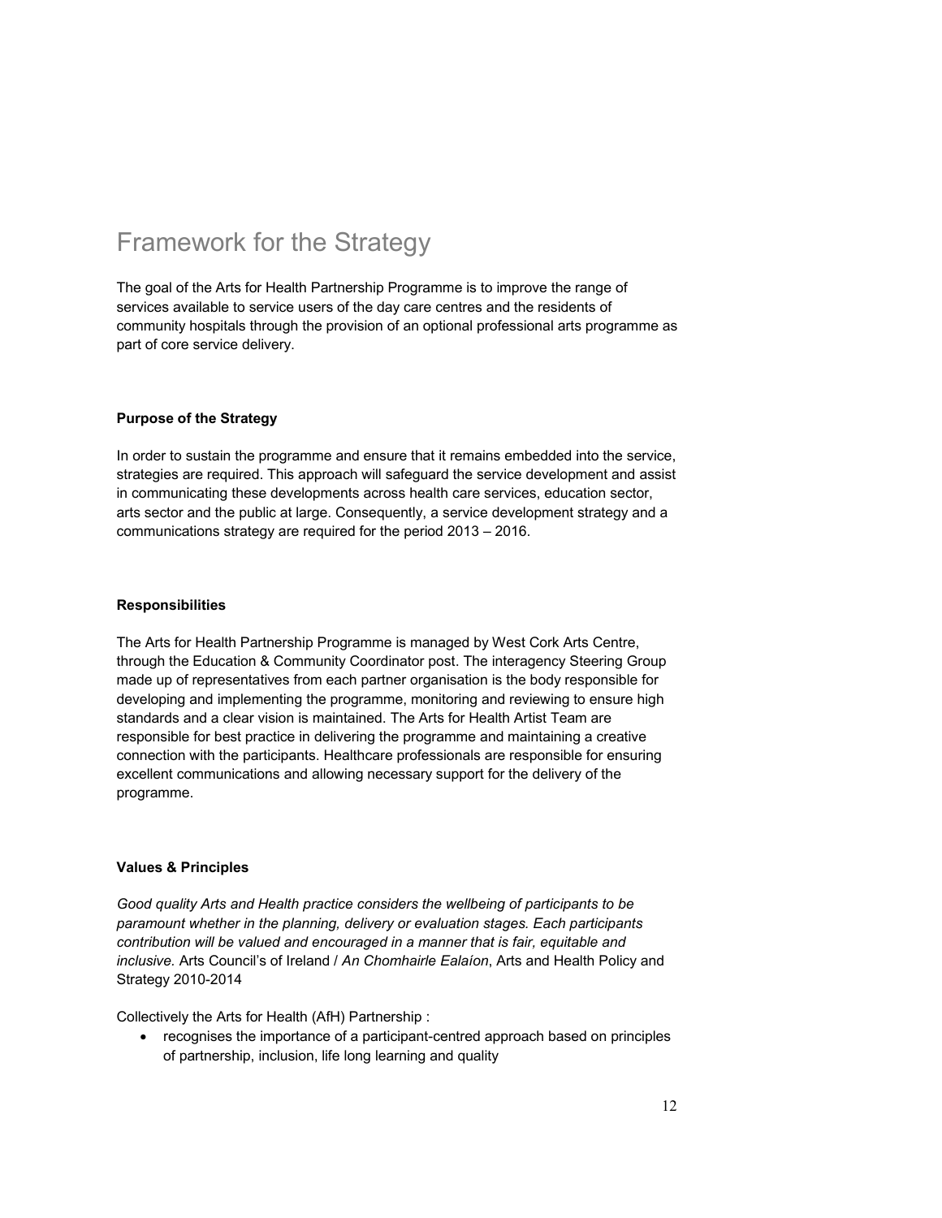# Framework for the Strategy

The goal of the Arts for Health Partnership Programme is to improve the range of services available to service users of the day care centres and the residents of community hospitals through the provision of an optional professional arts programme as part of core service delivery.

**Purpose of the Strategy**

In order to sustain the programme and ensure that it remains embedded into the service, strategies are required. This approach will safeguard the service development and assist in communicating these developments across health care services, education sector, arts sector and the public at large. Consequently, a service development strategy and a communications strategy are required for the period 2013 – 2016.

**Responsibilities**

The Arts for Health Partnership Programme is managed by West Cork Arts Centre, through the Education & Community Coordinator post. The interagency Steering Group made up of representatives from each partner organisation is the body responsible for developing and implementing the programme, monitoring and reviewing to ensure high standards and a clear vision is maintained. The Arts for Health Artist Team are responsible for best practice in delivering the programme and maintaining a creative connection with the participants. Healthcare professionals are responsible for ensuring excellent communications and allowing necessary support for the delivery of the programme.

**Values & Principles**

*Good quality Arts and Health practice considers the wellbeing of participants to be paramount whether in the planning, delivery or evaluation stages. Each participants contribution will be valued and encouraged in a manner that is fair, equitable and inclusive.* Arts Council's of Ireland / *An Chomhairle Ealaíon*, Arts and Health Policy and Strategy 2010-2014

Collectively the Arts for Health (AfH) Partnership :

- recognises the importance of a participant-centred approach based on principles of partnership, inclusion, life long learning and quality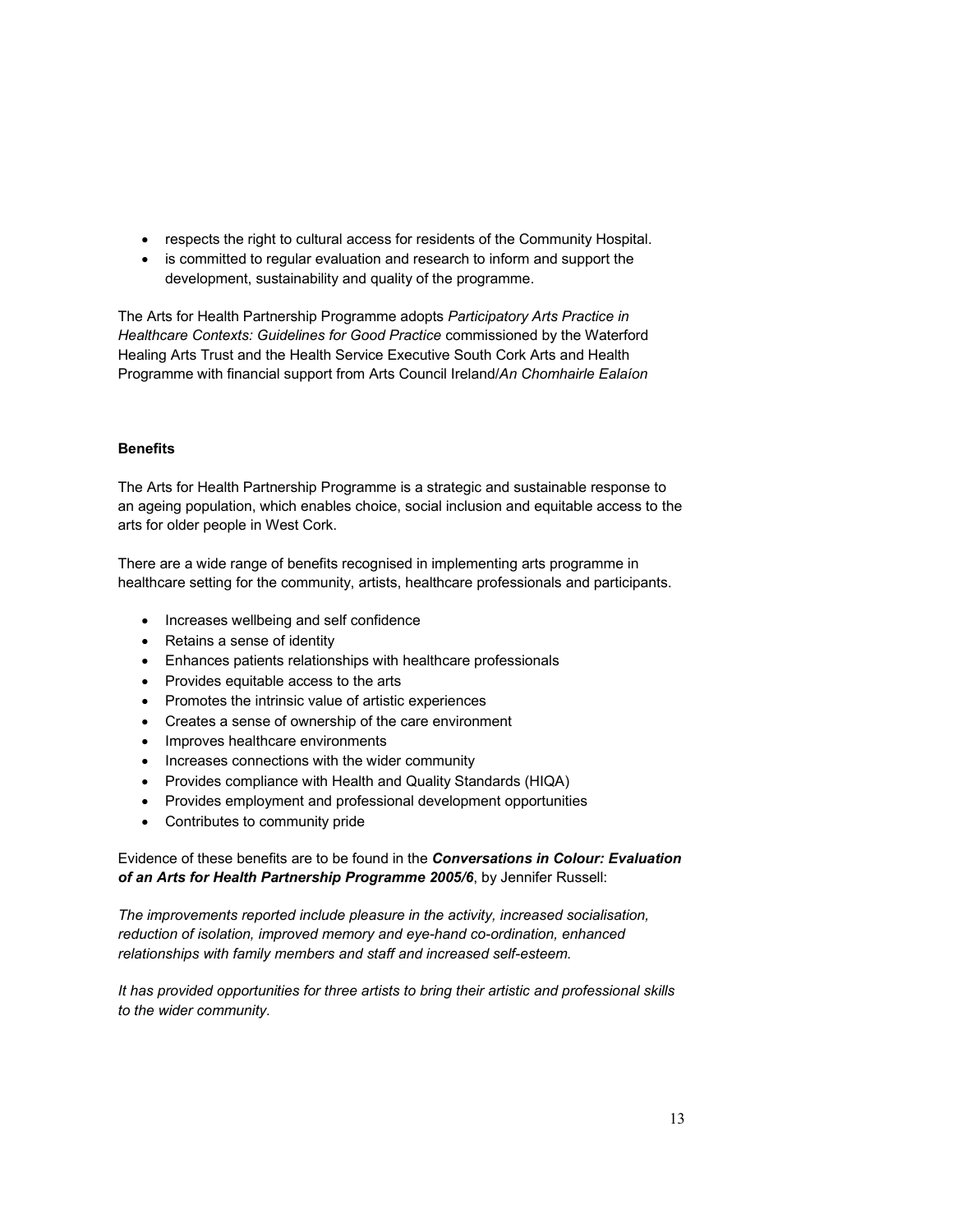- respects the right to cultural access for residents of the Community Hospital.
- is committed to regular evaluation and research to inform and support the development, sustainability and quality of the programme.

The Arts for Health Partnership Programme adopts *Participatory Arts Practice in Healthcare Contexts: Guidelines for Good Practice* commissioned by the Waterford Healing Arts Trust and the Health Service Executive South Cork Arts and Health Programme with financial support from Arts Council Ireland/*An Chomhairle Ealaíon*

**Benefits**

The Arts for Health Partnership Programme is a strategic and sustainable response to an ageing population, which enables choice, social inclusion and equitable access to the arts for older people in West Cork.

There are a wide range of benefits recognised in implementing arts programme in healthcare setting for the community, artists, healthcare professionals and participants.

- Increases wellbeing and self confidence
- Retains a sense of identity
- Enhances patients relationships with healthcare professionals
- Provides equitable access to the arts
- Promotes the intrinsic value of artistic experiences
- Creates a sense of ownership of the care environment
- Improves healthcare environments
- Increases connections with the wider community
- Provides compliance with Health and Quality Standards (HIQA)
- Provides employment and professional development opportunities
- Contributes to community pride

Evidence of these benefits are to be found in the ***Conversations in Colour: Evaluation of an Arts for Health Partnership Programme 2005/6***, by Jennifer Russell:

*The improvements reported include pleasure in the activity, increased socialisation, reduction of isolation, improved memory and eye-hand co-ordination, enhanced relationships with family members and staff and increased self-esteem.*

*It has provided opportunities for three artists to bring their artistic and professional skills to the wider community.*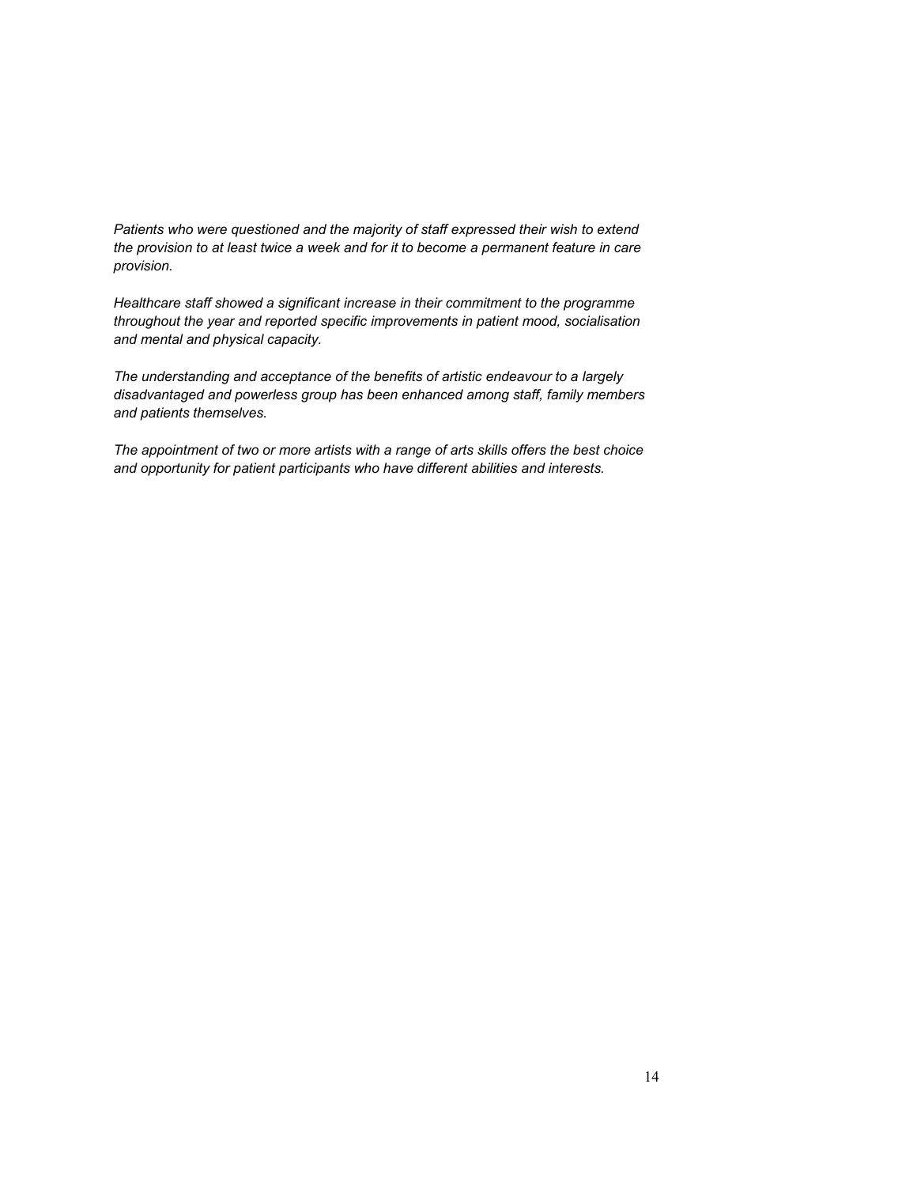*Patients who were questioned and the majority of staff expressed their wish to extend the provision to at least twice a week and for it to become a permanent feature in care provision.*

*Healthcare staff showed a significant increase in their commitment to the programme throughout the year and reported specific improvements in patient mood, socialisation and mental and physical capacity.*

*The understanding and acceptance of the benefits of artistic endeavour to a largely disadvantaged and powerless group has been enhanced among staff, family members and patients themselves.*

*The appointment of two or more artists with a range of arts skills offers the best choice and opportunity for patient participants who have different abilities and interests.*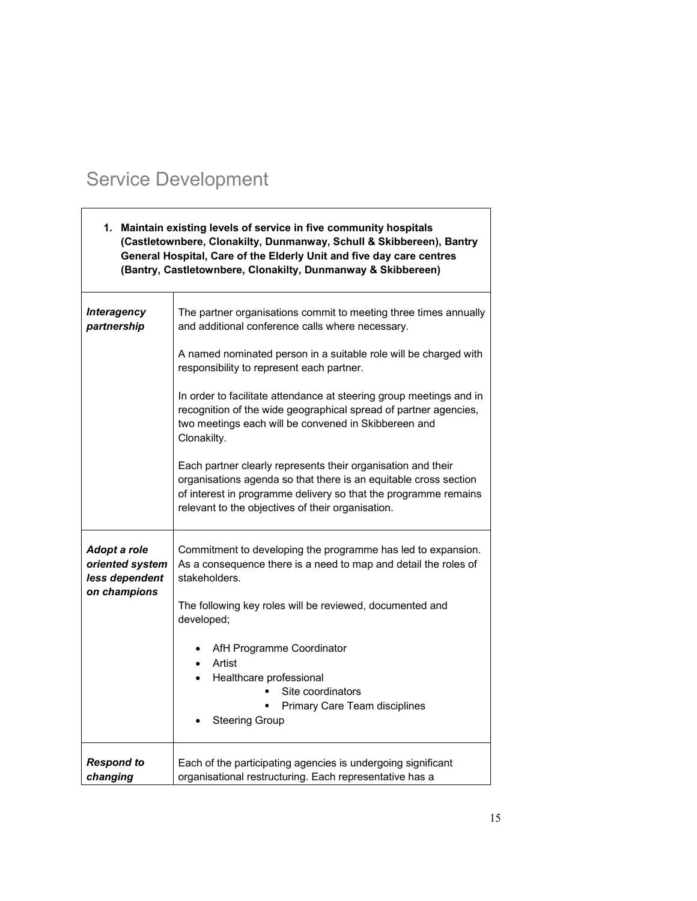# Service Development

| **1. Maintain existing levels of service in five community hospitals (Castletownbere, Clonakilty, Dunmanway, Schull & Skibbereen), Bantry General Hospital, Care of the Elderly Unit and five day care centres (Bantry, Castletownbere, Clonakilty, Dunmanway & Skibbereen)** | |
|---|---|
| ***Interagency partnership*** | The partner organisations commit to meeting three times annually and additional conference calls where necessary.<br><br>A named nominated person in a suitable role will be charged with responsibility to represent each partner.<br><br>In order to facilitate attendance at steering group meetings and in recognition of the wide geographical spread of partner agencies, two meetings each will be convened in Skibbereen and Clonakilty.<br><br>Each partner clearly represents their organisation and their organisations agenda so that there is an equitable cross section of interest in programme delivery so that the programme remains relevant to the objectives of their organisation. |
| ***Adopt a role oriented system less dependent on champions*** | Commitment to developing the programme has led to expansion. As a consequence there is a need to map and detail the roles of stakeholders.<br><br>The following key roles will be reviewed, documented and developed;<br><br>• AfH Programme Coordinator<br>• Artist<br>• Healthcare professional<br>    ▪ Site coordinators<br>    ▪ Primary Care Team disciplines<br>• Steering Group |
| ***Respond to changing*** | Each of the participating agencies is undergoing significant organisational restructuring. Each representative has a |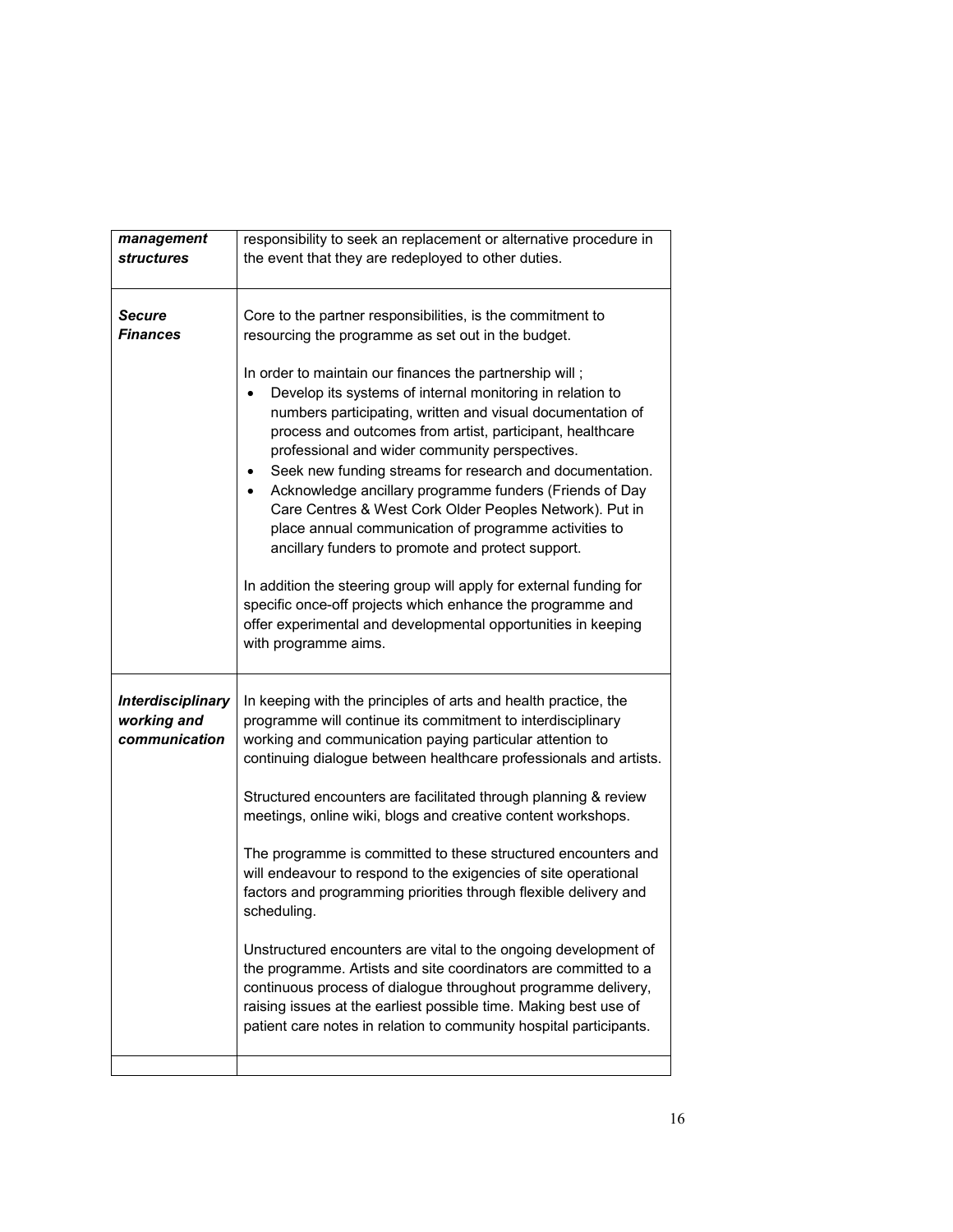| ***management structures*** | responsibility to seek an replacement or alternative procedure in the event that they are redeployed to other duties. |
|---|---|
| ***Secure Finances*** | Core to the partner responsibilities, is the commitment to resourcing the programme as set out in the budget.<br><br>In order to maintain our finances the partnership will ;<br>• Develop its systems of internal monitoring in relation to numbers participating, written and visual documentation of process and outcomes from artist, participant, healthcare professional and wider community perspectives.<br>• Seek new funding streams for research and documentation.<br>• Acknowledge ancillary programme funders (Friends of Day Care Centres & West Cork Older Peoples Network). Put in place annual communication of programme activities to ancillary funders to promote and protect support.<br><br>In addition the steering group will apply for external funding for specific once-off projects which enhance the programme and offer experimental and developmental opportunities in keeping with programme aims. |
| ***Interdisciplinary working and communication*** | In keeping with the principles of arts and health practice, the programme will continue its commitment to interdisciplinary working and communication paying particular attention to continuing dialogue between healthcare professionals and artists.<br><br>Structured encounters are facilitated through planning & review meetings, online wiki, blogs and creative content workshops.<br><br>The programme is committed to these structured encounters and will endeavour to respond to the exigencies of site operational factors and programming priorities through flexible delivery and scheduling.<br><br>Unstructured encounters are vital to the ongoing development of the programme. Artists and site coordinators are committed to a continuous process of dialogue throughout programme delivery, raising issues at the earliest possible time. Making best use of patient care notes in relation to community hospital participants. |
| | |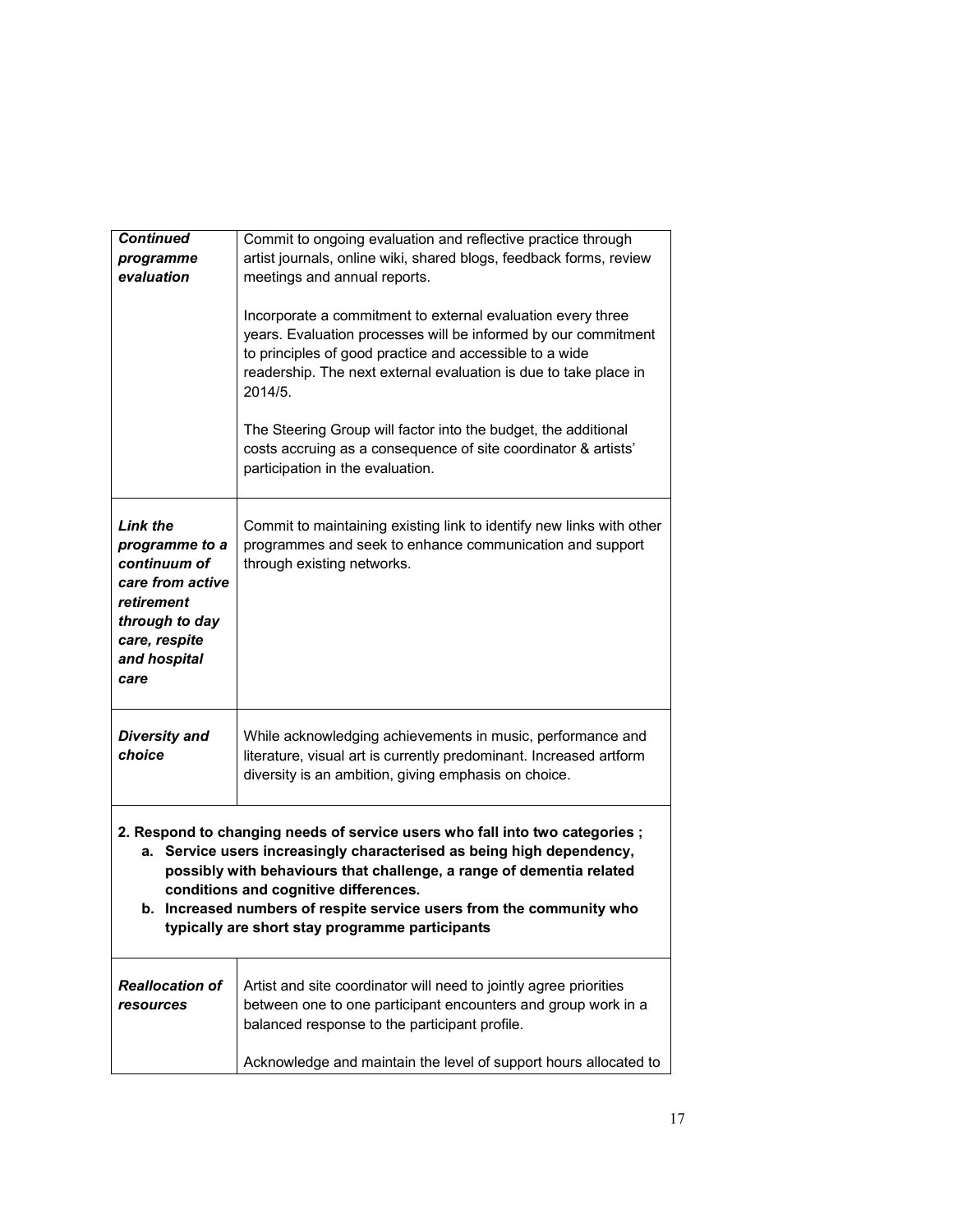| | |
|---|---|
| ***Continued programme evaluation*** | Commit to ongoing evaluation and reflective practice through artist journals, online wiki, shared blogs, feedback forms, review meetings and annual reports.<br><br>Incorporate a commitment to external evaluation every three years. Evaluation processes will be informed by our commitment to principles of good practice and accessible to a wide readership. The next external evaluation is due to take place in 2014/5.<br><br>The Steering Group will factor into the budget, the additional costs accruing as a consequence of site coordinator & artists' participation in the evaluation. |
| ***Link the programme to a continuum of care from active retirement through to day care, respite and hospital care*** | Commit to maintaining existing link to identify new links with other programmes and seek to enhance communication and support through existing networks. |
| ***Diversity and choice*** | While acknowledging achievements in music, performance and literature, visual art is currently predominant. Increased artform diversity is an ambition, giving emphasis on choice. |

**2. Respond to changing needs of service users who fall into two categories ;**

**a. Service users increasingly characterised as being high dependency, possibly with behaviours that challenge, a range of dementia related conditions and cognitive differences.**

**b. Increased numbers of respite service users from the community who typically are short stay programme participants**

| | |
|---|---|
| ***Reallocation of resources*** | Artist and site coordinator will need to jointly agree priorities between one to one participant encounters and group work in a balanced response to the participant profile.<br><br>Acknowledge and maintain the level of support hours allocated to |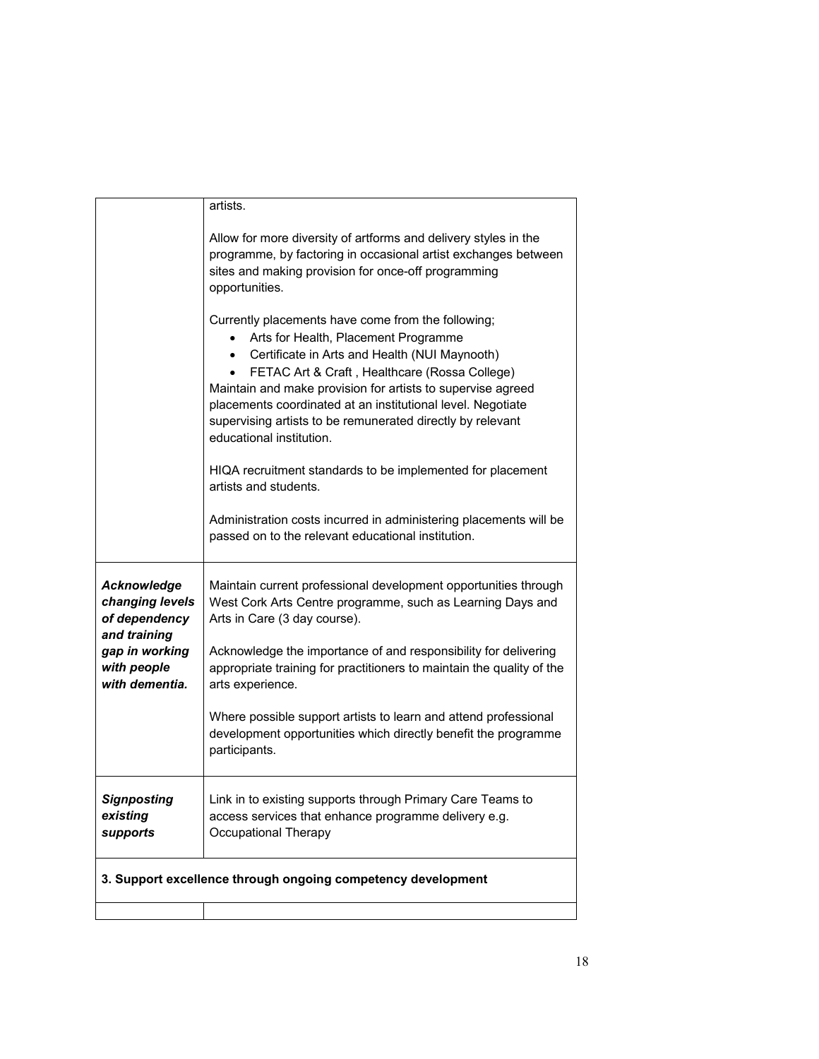| | |
|---|---|
| | artists.<br><br>Allow for more diversity of artforms and delivery styles in the programme, by factoring in occasional artist exchanges between sites and making provision for once-off programming opportunities.<br><br>Currently placements have come from the following;<br>• Arts for Health, Placement Programme<br>• Certificate in Arts and Health (NUI Maynooth)<br>• FETAC Art & Craft , Healthcare (Rossa College)<br>Maintain and make provision for artists to supervise agreed placements coordinated at an institutional level. Negotiate supervising artists to be remunerated directly by relevant educational institution.<br><br>HIQA recruitment standards to be implemented for placement artists and students.<br><br>Administration costs incurred in administering placements will be passed on to the relevant educational institution. |
| ***Acknowledge changing levels of dependency and training gap in working with people with dementia.*** | Maintain current professional development opportunities through West Cork Arts Centre programme, such as Learning Days and Arts in Care (3 day course).<br><br>Acknowledge the importance of and responsibility for delivering appropriate training for practitioners to maintain the quality of the arts experience.<br><br>Where possible support artists to learn and attend professional development opportunities which directly benefit the programme participants. |
| ***Signposting existing supports*** | Link in to existing supports through Primary Care Teams to access services that enhance programme delivery e.g. Occupational Therapy |
| **3. Support excellence through ongoing competency development** | |
| | |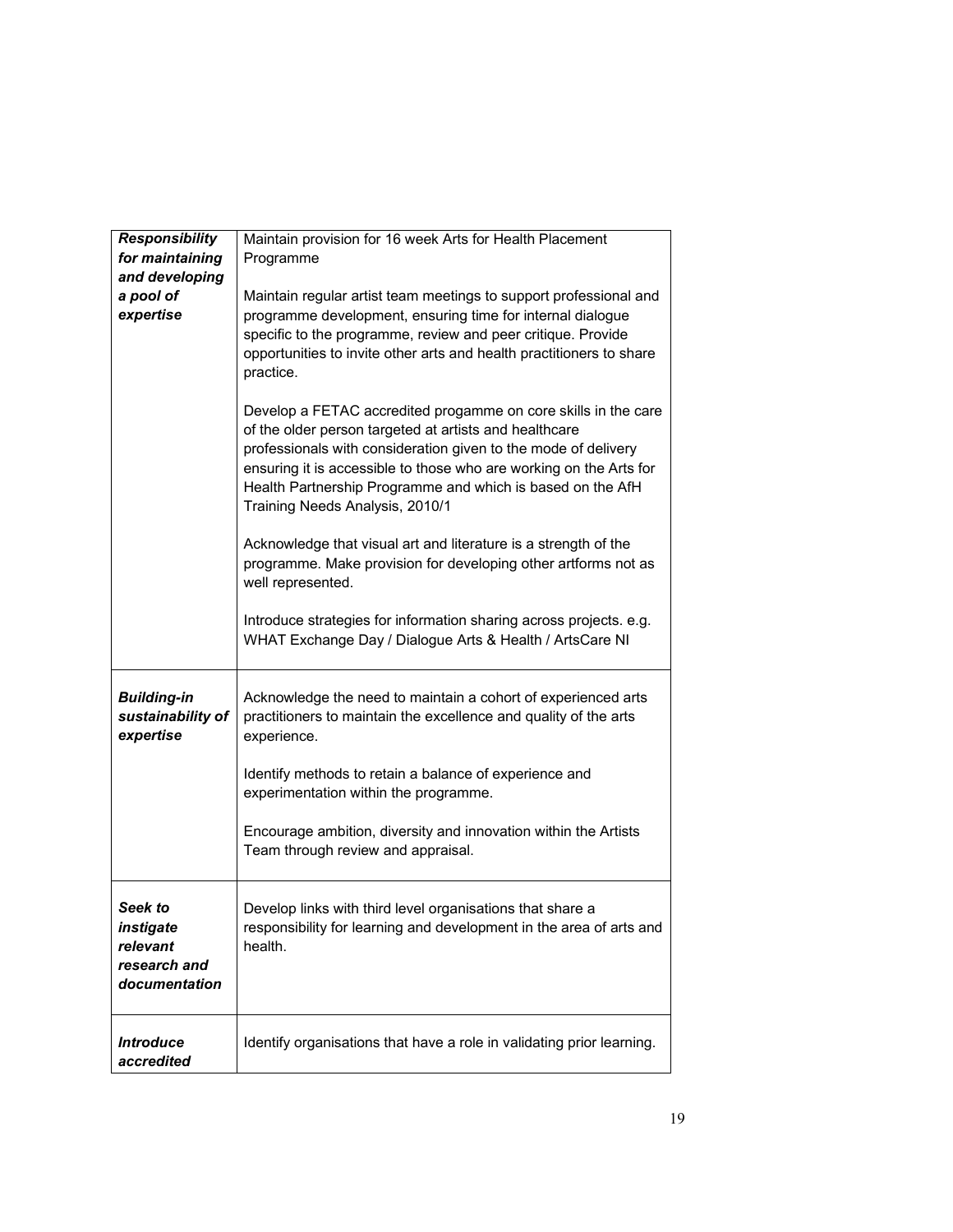| | |
|---|---|
| ***Responsibility for maintaining and developing a pool of expertise*** | Maintain provision for 16 week Arts for Health Placement Programme<br><br>Maintain regular artist team meetings to support professional and programme development, ensuring time for internal dialogue specific to the programme, review and peer critique. Provide opportunities to invite other arts and health practitioners to share practice.<br><br>Develop a FETAC accredited progamme on core skills in the care of the older person targeted at artists and healthcare professionals with consideration given to the mode of delivery ensuring it is accessible to those who are working on the Arts for Health Partnership Programme and which is based on the AfH Training Needs Analysis, 2010/1<br><br>Acknowledge that visual art and literature is a strength of the programme. Make provision for developing other artforms not as well represented.<br><br>Introduce strategies for information sharing across projects. e.g. WHAT Exchange Day / Dialogue Arts & Health / ArtsCare NI |
| ***Building-in sustainability of expertise*** | Acknowledge the need to maintain a cohort of experienced arts practitioners to maintain the excellence and quality of the arts experience.<br><br>Identify methods to retain a balance of experience and experimentation within the programme.<br><br>Encourage ambition, diversity and innovation within the Artists Team through review and appraisal. |
| ***Seek to instigate relevant research and documentation*** | Develop links with third level organisations that share a responsibility for learning and development in the area of arts and health. |
| ***Introduce accredited*** | Identify organisations that have a role in validating prior learning. |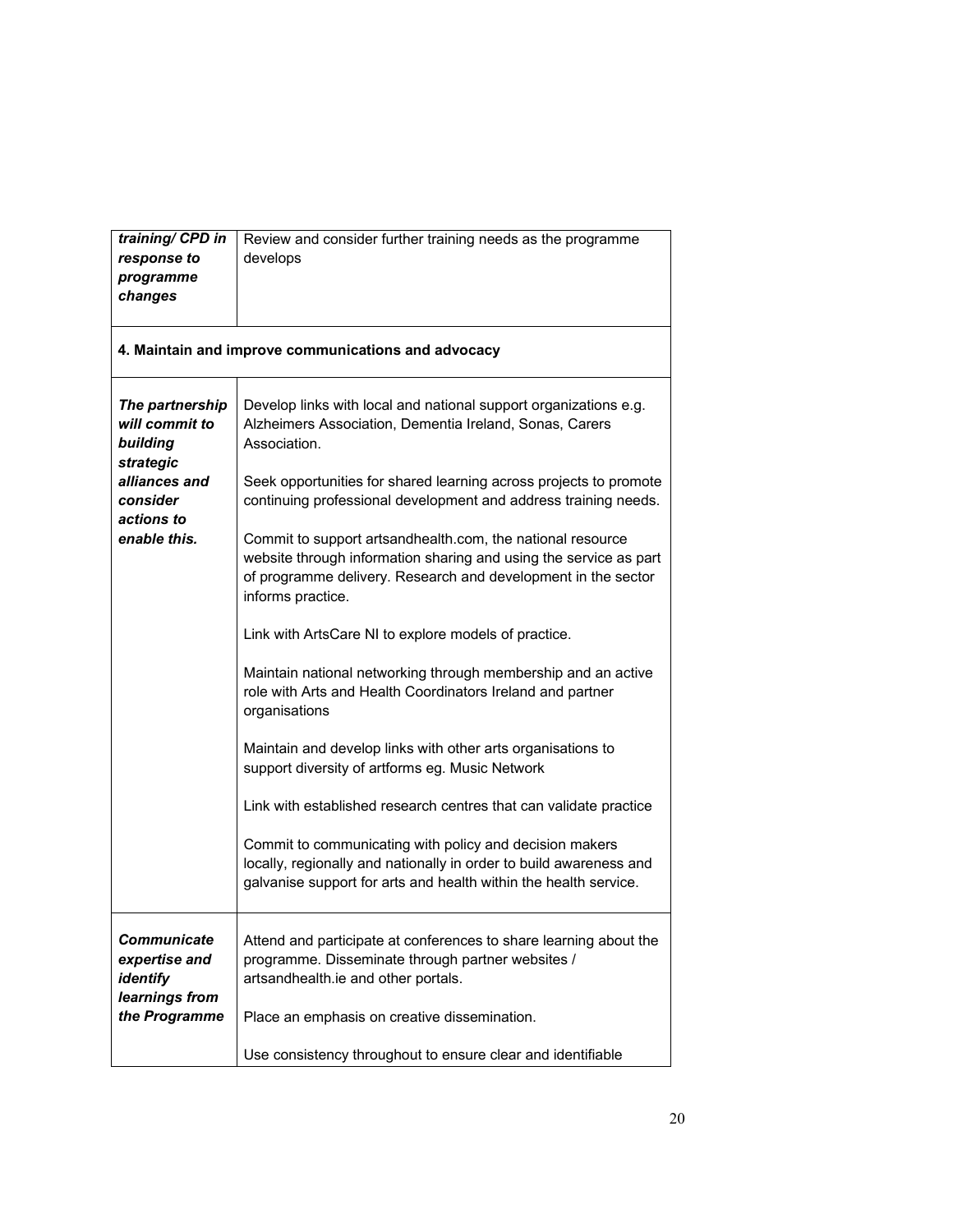| | |
|---|---|
| ***training/ CPD in response to programme changes*** | Review and consider further training needs as the programme develops |
| **4. Maintain and improve communications and advocacy** | |
| ***The partnership will commit to building strategic alliances and consider actions to enable this.*** | Develop links with local and national support organizations e.g. Alzheimers Association, Dementia Ireland, Sonas, Carers Association.<br><br>Seek opportunities for shared learning across projects to promote continuing professional development and address training needs.<br><br>Commit to support artsandhealth.com, the national resource website through information sharing and using the service as part of programme delivery. Research and development in the sector informs practice.<br><br>Link with ArtsCare NI to explore models of practice.<br><br>Maintain national networking through membership and an active role with Arts and Health Coordinators Ireland and partner organisations<br><br>Maintain and develop links with other arts organisations to support diversity of artforms eg. Music Network<br><br>Link with established research centres that can validate practice<br><br>Commit to communicating with policy and decision makers locally, regionally and nationally in order to build awareness and galvanise support for arts and health within the health service. |
| ***Communicate expertise and identify learnings from the Programme*** | Attend and participate at conferences to share learning about the programme. Disseminate through partner websites / artsandhealth.ie and other portals.<br><br>Place an emphasis on creative dissemination.<br><br>Use consistency throughout to ensure clear and identifiable |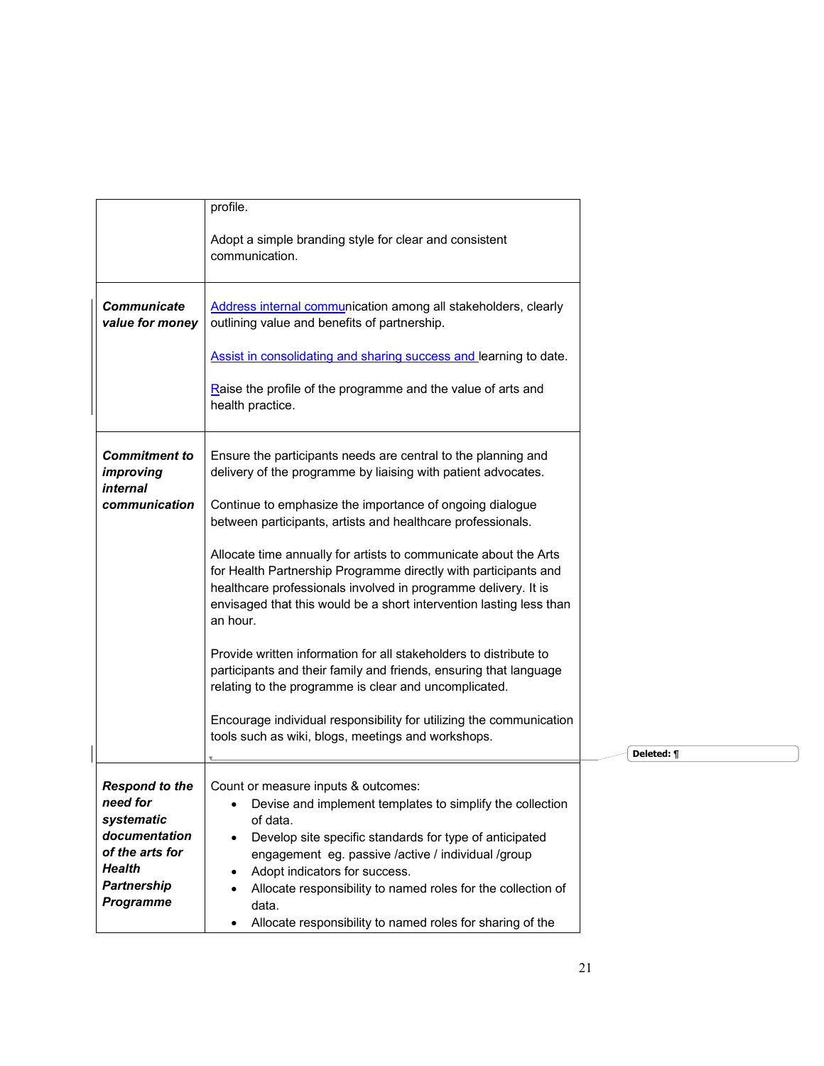|  |  |
|---|---|
|  | profile.<br><br>Adopt a simple branding style for clear and consistent communication. |
| ***Communicate value for money*** | Address internal communication among all stakeholders, clearly outlining value and benefits of partnership.<br><br>Assist in consolidating and sharing success and learning to date.<br><br>Raise the profile of the programme and the value of arts and health practice. |
| ***Commitment to improving internal communication*** | Ensure the participants needs are central to the planning and delivery of the programme by liaising with patient advocates.<br><br>Continue to emphasize the importance of ongoing dialogue between participants, artists and healthcare professionals.<br><br>Allocate time annually for artists to communicate about the Arts for Health Partnership Programme directly with participants and healthcare professionals involved in programme delivery. It is envisaged that this would be a short intervention lasting less than an hour.<br><br>Provide written information for all stakeholders to distribute to participants and their family and friends, ensuring that language relating to the programme is clear and uncomplicated.<br><br>Encourage individual responsibility for utilizing the communication tools such as wiki, blogs, meetings and workshops. |
| ***Respond to the need for systematic documentation of the arts for Health Partnership Programme*** | Count or measure inputs & outcomes:<br>• Devise and implement templates to simplify the collection of data.<br>• Develop site specific standards for type of anticipated engagement eg. passive /active / individual /group<br>• Adopt indicators for success.<br>• Allocate responsibility to named roles for the collection of data.<br>• Allocate responsibility to named roles for sharing of the |

Deleted: ¶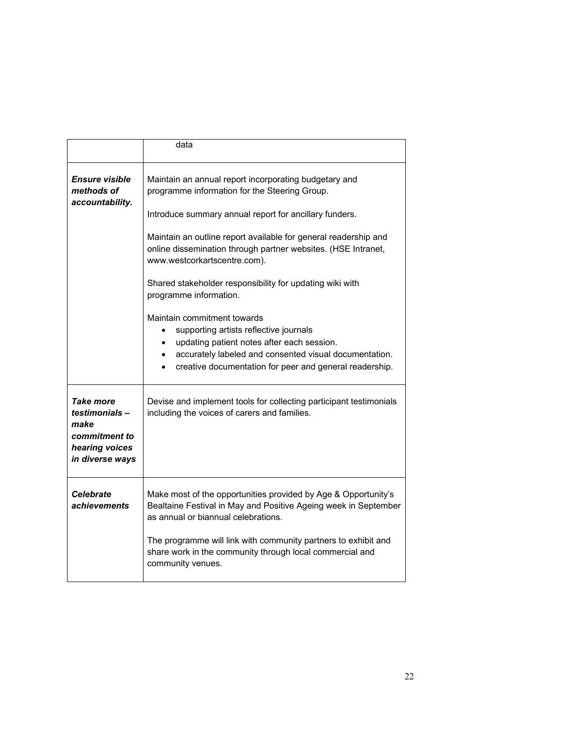| | |
|---|---|
| | data |
| ***Ensure visible methods of accountability.*** | Maintain an annual report incorporating budgetary and programme information for the Steering Group.<br><br>Introduce summary annual report for ancillary funders.<br><br>Maintain an outline report available for general readership and online dissemination through partner websites. (HSE Intranet, www.westcorkartscentre.com).<br><br>Shared stakeholder responsibility for updating wiki with programme information.<br><br>Maintain commitment towards<br>• supporting artists reflective journals<br>• updating patient notes after each session.<br>• accurately labeled and consented visual documentation.<br>• creative documentation for peer and general readership. |
| ***Take more testimonials – make commitment to hearing voices in diverse ways*** | Devise and implement tools for collecting participant testimonials including the voices of carers and families. |
| ***Celebrate achievements*** | Make most of the opportunities provided by Age & Opportunity's Bealtaine Festival in May and Positive Ageing week in September as annual or biannual celebrations.<br><br>The programme will link with community partners to exhibit and share work in the community through local commercial and community venues. |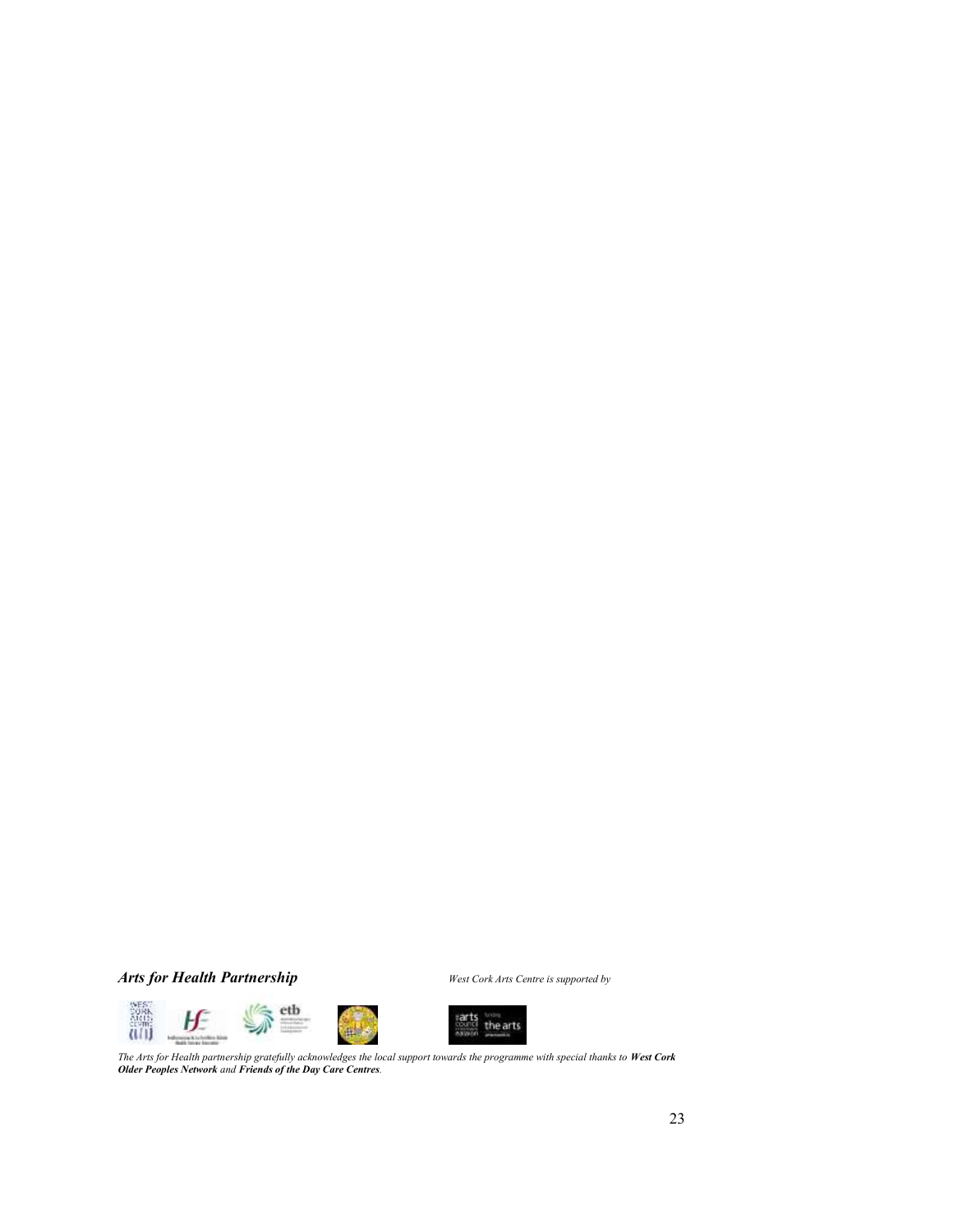***Arts for Health Partnership***

*West Cork Arts Centre is supported by*

*The Arts for Health partnership gratefully acknowledges the local support towards the programme with special thanks to **West Cork Older Peoples Network** and **Friends of the Day Care Centres**.*